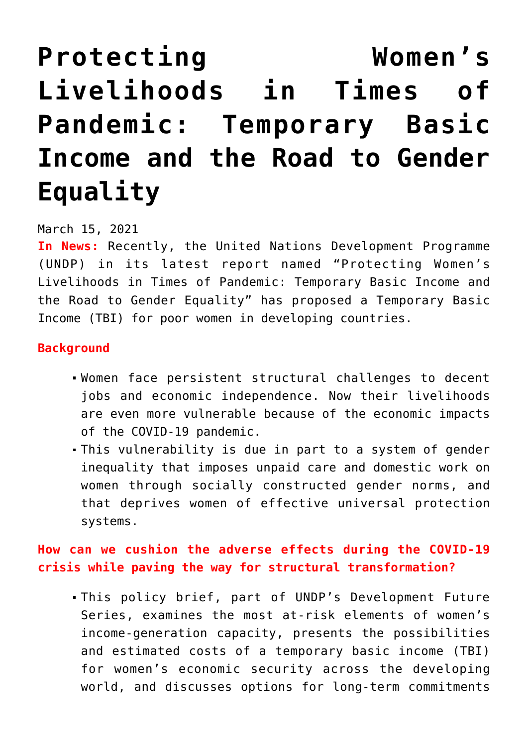# Protecting Women's Livelihoods in Times of Pandemic: Temporary Basic Income and the Road to Gender Equality

March 15, 2021

**In News:** Recently, the United Nations Development Programme (UNDP) in its latest report named "Protecting Women's Livelihoods in Times of Pandemic: Temporary Basic Income and the Road to Gender Equality" has proposed a Temporary Basic Income (TBI) for poor women in developing countries.

**Background**

- Women face persistent structural challenges to decent jobs and economic independence. Now their livelihoods are even more vulnerable because of the economic impacts of the COVID-19 pandemic.
- This vulnerability is due in part to a system of gender inequality that imposes unpaid care and domestic work on women through socially constructed gender norms, and that deprives women of effective universal protection systems.

**How can we cushion the adverse effects during the COVID-19 crisis while paving the way for structural transformation?**

- This policy brief, part of UNDP's Development Future Series, examines the most at-risk elements of women's income-generation capacity, presents the possibilities and estimated costs of a temporary basic income (TBI) for women's economic security across the developing world, and discusses options for long-term commitments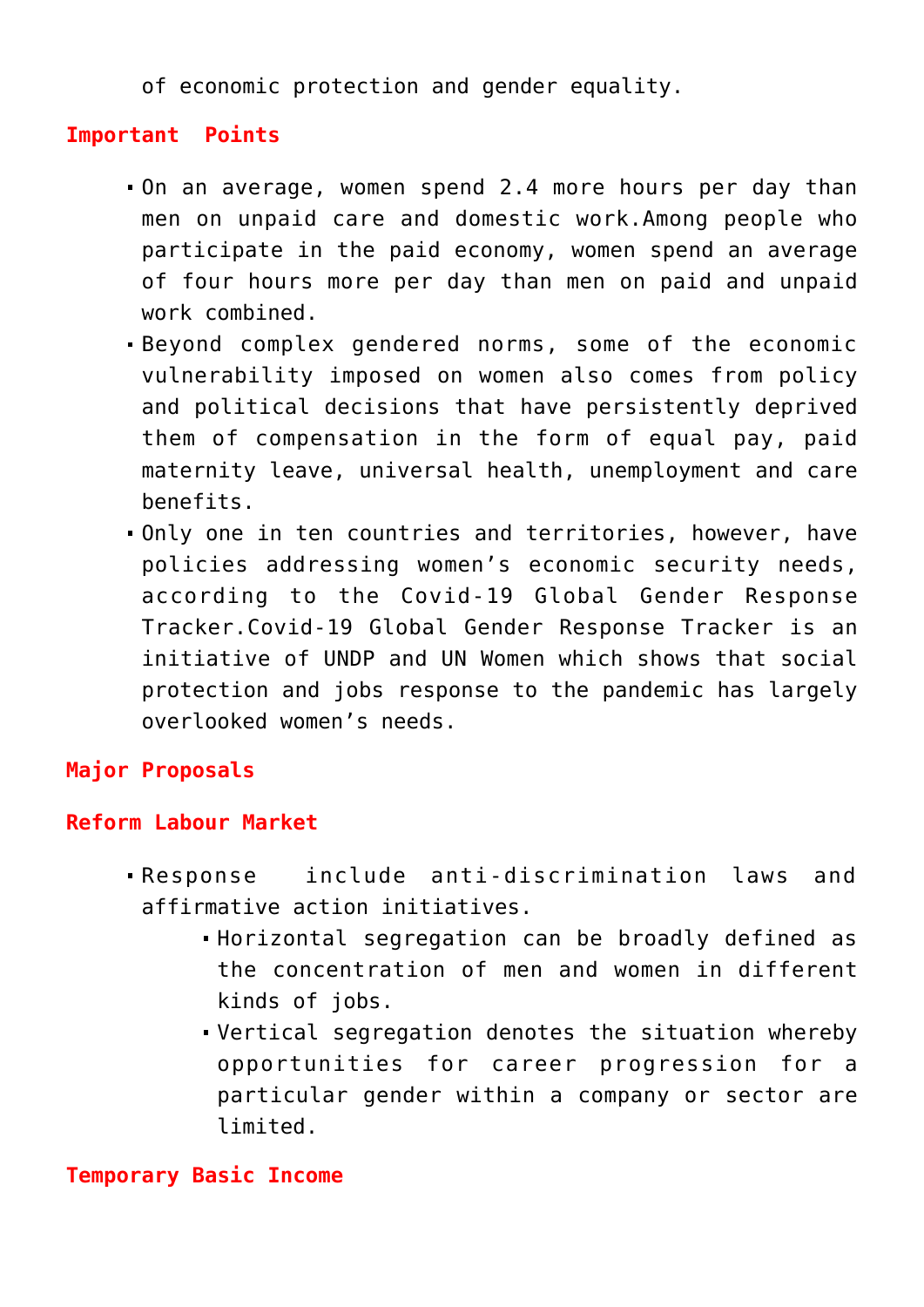of economic protection and gender equality.

**Important Points**

- On an average, women spend 2.4 more hours per day than men on unpaid care and domestic work.Among people who participate in the paid economy, women spend an average of four hours more per day than men on paid and unpaid work combined.
- Beyond complex gendered norms, some of the economic vulnerability imposed on women also comes from policy and political decisions that have persistently deprived them of compensation in the form of equal pay, paid maternity leave, universal health, unemployment and care benefits.
- Only one in ten countries and territories, however, have policies addressing women's economic security needs, according to the Covid-19 Global Gender Response Tracker.Covid-19 Global Gender Response Tracker is an initiative of UNDP and UN Women which shows that social protection and jobs response to the pandemic has largely overlooked women's needs.

**Major Proposals**

**Reform Labour Market**

- Response include anti-discrimination laws and affirmative action initiatives.
  - Horizontal segregation can be broadly defined as the concentration of men and women in different kinds of jobs.
  - Vertical segregation denotes the situation whereby opportunities for career progression for a particular gender within a company or sector are limited.

**Temporary Basic Income**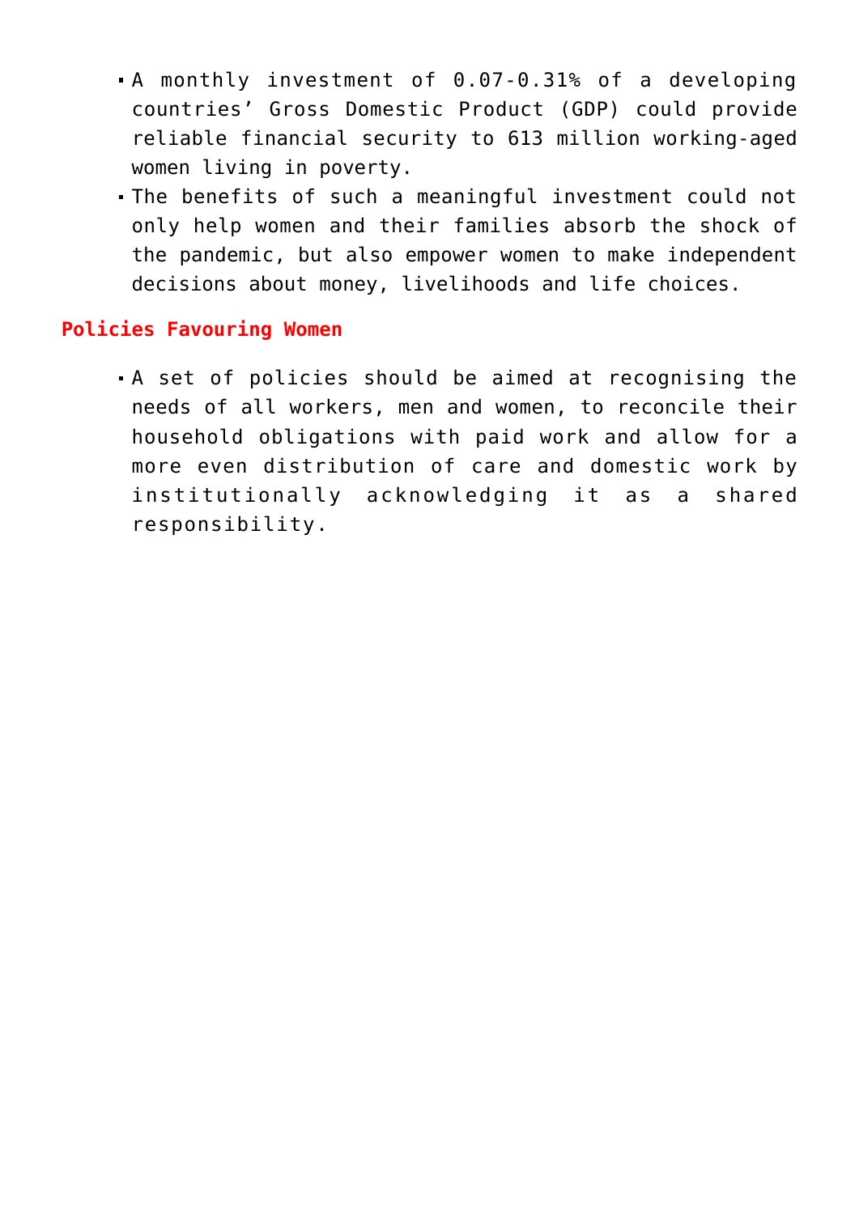- A monthly investment of 0.07-0.31% of a developing countries' Gross Domestic Product (GDP) could provide reliable financial security to 613 million working-aged women living in poverty.
- The benefits of such a meaningful investment could not only help women and their families absorb the shock of the pandemic, but also empower women to make independent decisions about money, livelihoods and life choices.

## Policies Favouring Women

- A set of policies should be aimed at recognising the needs of all workers, men and women, to reconcile their household obligations with paid work and allow for a more even distribution of care and domestic work by institutionally acknowledging it as a shared responsibility.